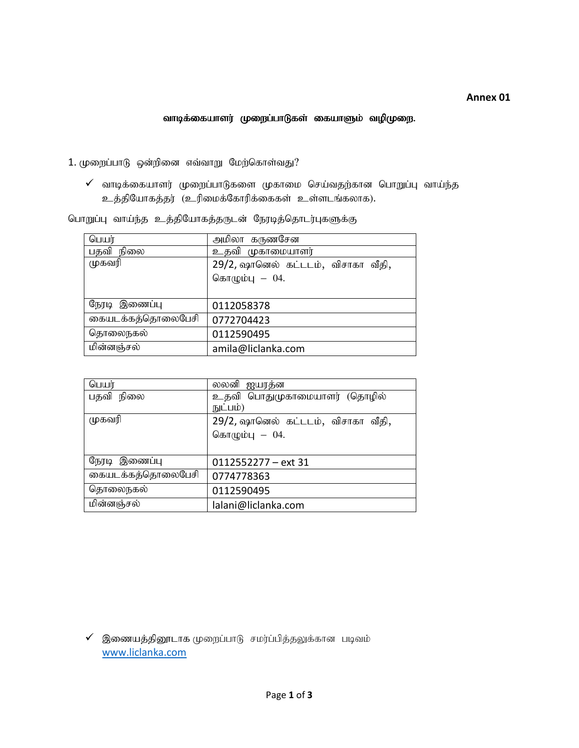**Annex 01**

## வாடிக்கையாளர் முறைப்பாடுகள் கையாளும் வழிமுறை.

1. முறைப்பாடு ஒன்றினை எவ்வாறு மேற்கொள்வது?

✓ வாடிக்கையாளர் முறைப்பாடுகளை முகாமை செய்வதற்கான பொறுப்பு வாய்ந்த உத்தியோகத்தர் (உரிமைக்கோரிக்கைகள் உள்ளடங்கலாக).

பொறுப்பு வாய்ந்த உத்தியோகத்தருடன் நேரடித்தொடர்புகளுக்கு

| பெயர் | அமிலா கருணசேன |
|---|---|
| பதவி நிலை | உதவி முகாமையாளர் |
| முகவரி | 29/2, ஷானெல் கட்டடம், விசாகா வீதி, கொழும்பு – 04. |
| நேரடி இணைப்பு | 0112058378 |
| கையடக்கத்தொலைபேசி | 0772704423 |
| தொலைநகல் | 0112590495 |
| மின்னஞ்சல் | amila@liclanka.com |

| பெயர் | லலனி ஜயரத்ன |
|---|---|
| பதவி நிலை | உதவி பொதுமுகாமையாளர் (தொழில் நுட்பம்) |
| முகவரி | 29/2, ஷானெல் கட்டடம், விசாகா வீதி, கொழும்பு – 04. |
| நேரடி இணைப்பு | 0112552277 – ext 31 |
| கையடக்கத்தொலைபேசி | 0774778363 |
| தொலைநகல் | 0112590495 |
| மின்னஞ்சல் | lalani@liclanka.com |

✓ இணையத்தினூடாக முறைப்பாடு சமர்ப்பித்தலுக்கான படிவம் [www.liclanka.com](http://www.liclanka.com)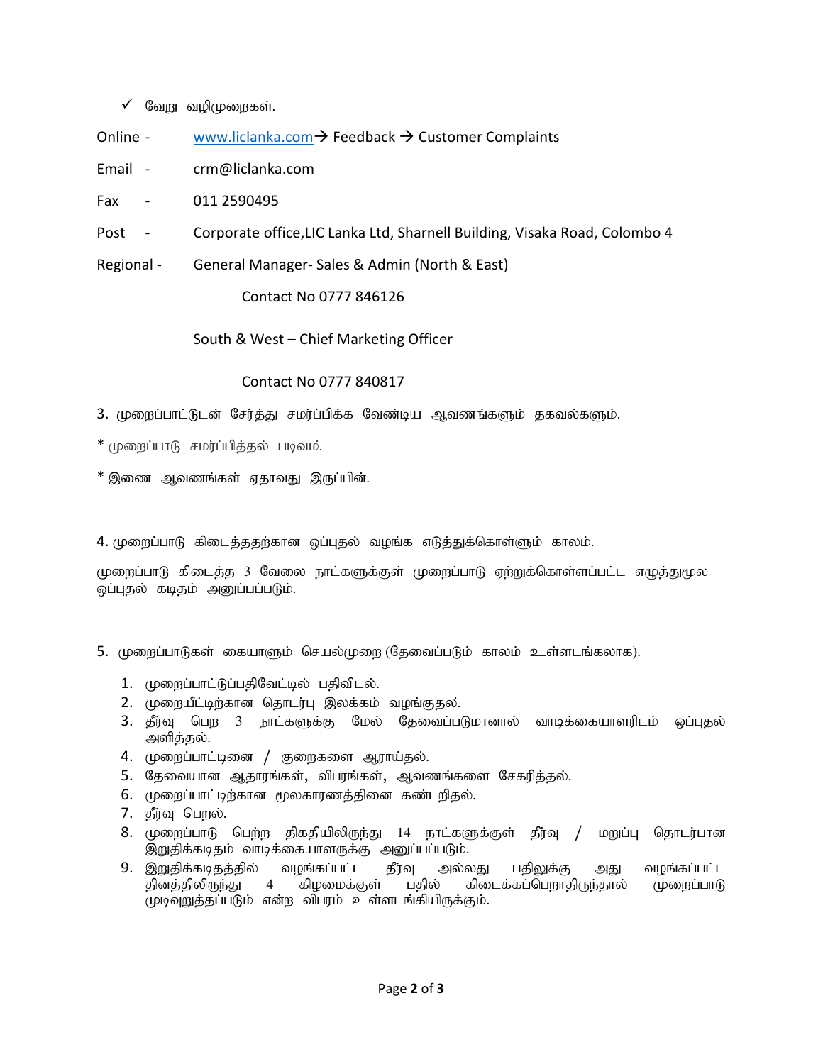- ✓ வேறு வழிமுறைகள்.

Online - www.liclanka.com→ Feedback → Customer Complaints

Email - crm@liclanka.com

Fax - 011 2590495

Post - Corporate office,LIC Lanka Ltd, Sharnell Building, Visaka Road, Colombo 4

Regional - General Manager- Sales & Admin (North & East)

Contact No 0777 846126

South & West – Chief Marketing Officer

Contact No 0777 840817

3. முறைப்பாட்டுடன் சேர்த்து சமர்ப்பிக்க வேண்டிய ஆவணங்களும் தகவல்களும்.

* முறைப்பாடு சமர்ப்பித்தல் படிவம்.

* இணை ஆவணங்கள் ஏதாவது இருப்பின்.

4. முறைப்பாடு கிடைத்ததற்கான ஒப்புதல் வழங்க எடுத்துக்கொள்ளும் காலம்.

முறைப்பாடு கிடைத்த 3 வேலை நாட்களுக்குள் முறைப்பாடு ஏற்றுக்கொள்ளப்பட்ட எழுத்துமூல ஒப்புதல் கடிதம் அனுப்பப்படும்.

5. முறைப்பாடுகள் கையாளும் செயல்முறை (தேவைப்படும் காலம் உள்ளடங்கலாக).

1. முறைப்பாட்டுப்பதிவேட்டில் பதிவிடல்.
2. முறையீட்டிற்கான தொடர்பு இலக்கம் வழங்குதல்.
3. தீர்வு பெற 3 நாட்களுக்கு மேல் தேவைப்படுமானால் வாடிக்கையாளரிடம் ஒப்புதல் அளித்தல்.
4. முறைப்பாட்டினை / குறைகளை ஆராய்தல்.
5. தேவையான ஆதாரங்கள், விபரங்கள், ஆவணங்களை சேகரித்தல்.
6. முறைப்பாட்டிற்கான மூலகாரணத்தினை கண்டறிதல்.
7. தீர்வு பெறல்.
8. முறைப்பாடு பெற்ற திகதியிலிருந்து 14 நாட்களுக்குள் தீர்வு / மறுப்பு தொடர்பான இறுதிக்கடிதம் வாடிக்கையாளருக்கு அனுப்பப்படும்.
9. இறுதிக்கடிதத்தில் வழங்கப்பட்ட தீர்வு அல்லது பதிலுக்கு அது வழங்கப்பட்ட தினத்திலிருந்து 4 கிழமைக்குள் பதில் கிடைக்கப்பெறாதிருந்தால் முறைப்பாடு முடிவுறுத்தப்படும் என்ற விபரம் உள்ளடங்கியிருக்கும்.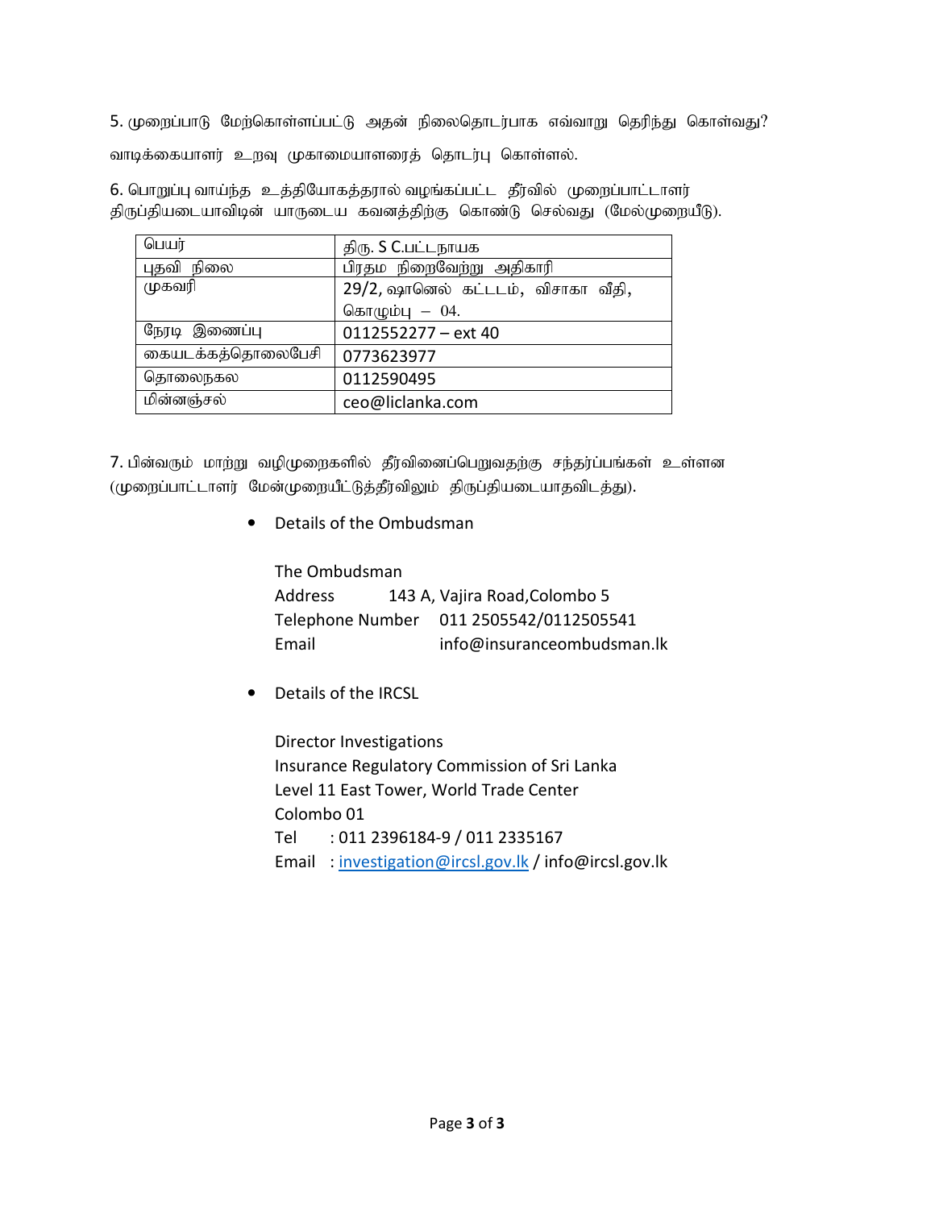5. முறைப்பாடு மேற்கொள்ளப்பட்டு அதன் நிலைதொடர்பாக எவ்வாறு தெரிந்து கொள்வது?

வாடிக்கையாளர் உறவு முகாமையாளரைத் தொடர்பு கொள்ளல்.

6. பொறுப்பு வாய்ந்த உத்தியோகத்தரால் வழங்கப்பட்ட தீர்வில் முறைப்பாட்டாளர் திருப்தியடையாவிடின் யாருடைய கவனத்திற்கு கொண்டு செல்வது (மேல்முறையீடு).

| | |
|---|---|
| பெயர் | திரு. S C.பட்டநாயக |
| பதவி நிலை | பிரதம நிறைவேற்று அதிகாரி |
| முகவரி | 29/2, ஷானெல் கட்டடம், விசாகா வீதி, கொழும்பு – 04. |
| நேரடி இணைப்பு | 0112552277 – ext 40 |
| கையடக்கத்தொலைபேசி | 0773623977 |
| தொலைநகல | 0112590495 |
| மின்னஞ்சல் | ceo@liclanka.com |

7. பின்வரும் மாற்று வழிமுறைகளில் தீர்வினைப்பெறுவதற்கு சந்தர்ப்பங்கள் உள்ளன (முறைப்பாட்டாளர் மேன்முறையீட்டுத்தீர்விலும் திருப்தியடையாதவிடத்து).

- Details of the Ombudsman

  The Ombudsman
  Address 143 A, Vajira Road,Colombo 5
  Telephone Number 011 2505542/0112505541
  Email info@insuranceombudsman.lk

- Details of the IRCSL

  Director Investigations
  Insurance Regulatory Commission of Sri Lanka
  Level 11 East Tower, World Trade Center
  Colombo 01
  Tel : 011 2396184-9 / 011 2335167
  Email : investigation@ircsl.gov.lk / info@ircsl.gov.lk